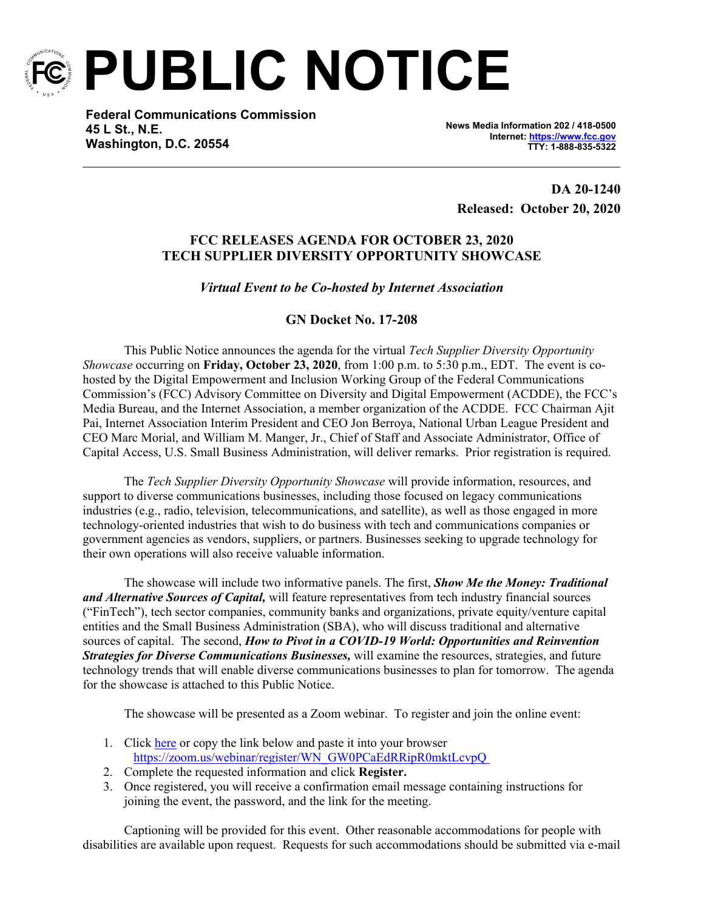# PUBLIC NOTICE

**Federal Communications Commission**
**45 L St., N.E.**
**Washington, D.C. 20554**

**News Media Information 202 / 418-0500**
**Internet: https://www.fcc.gov**
**TTY: 1-888-835-5322**

**DA 20-1240**
**Released: October 20, 2020**

## FCC RELEASES AGENDA FOR OCTOBER 23, 2020 TECH SUPPLIER DIVERSITY OPPORTUNITY SHOWCASE

### *Virtual Event to be Co-hosted by Internet Association*

### GN Docket No. 17-208

This Public Notice announces the agenda for the virtual *Tech Supplier Diversity Opportunity Showcase* occurring on **Friday, October 23, 2020**, from 1:00 p.m. to 5:30 p.m., EDT. The event is co-hosted by the Digital Empowerment and Inclusion Working Group of the Federal Communications Commission's (FCC) Advisory Committee on Diversity and Digital Empowerment (ACDDE), the FCC's Media Bureau, and the Internet Association, a member organization of the ACDDE. FCC Chairman Ajit Pai, Internet Association Interim President and CEO Jon Berroya, National Urban League President and CEO Marc Morial, and William M. Manger, Jr., Chief of Staff and Associate Administrator, Office of Capital Access, U.S. Small Business Administration, will deliver remarks. Prior registration is required.

The *Tech Supplier Diversity Opportunity Showcase* will provide information, resources, and support to diverse communications businesses, including those focused on legacy communications industries (e.g., radio, television, telecommunications, and satellite), as well as those engaged in more technology-oriented industries that wish to do business with tech and communications companies or government agencies as vendors, suppliers, or partners. Businesses seeking to upgrade technology for their own operations will also receive valuable information.

The showcase will include two informative panels. The first, ***Show Me the Money: Traditional and Alternative Sources of Capital,*** will feature representatives from tech industry financial sources ("FinTech"), tech sector companies, community banks and organizations, private equity/venture capital entities and the Small Business Administration (SBA), who will discuss traditional and alternative sources of capital. The second, ***How to Pivot in a COVID-19 World: Opportunities and Reinvention Strategies for Diverse Communications Businesses,*** will examine the resources, strategies, and future technology trends that will enable diverse communications businesses to plan for tomorrow. The agenda for the showcase is attached to this Public Notice.

The showcase will be presented as a Zoom webinar. To register and join the online event:

1. Click here or copy the link below and paste it into your browser https://zoom.us/webinar/register/WN_GW0PCaEdRRipR0mktLcvpQ
2. Complete the requested information and click **Register.**
3. Once registered, you will receive a confirmation email message containing instructions for joining the event, the password, and the link for the meeting.

Captioning will be provided for this event. Other reasonable accommodations for people with disabilities are available upon request. Requests for such accommodations should be submitted via e-mail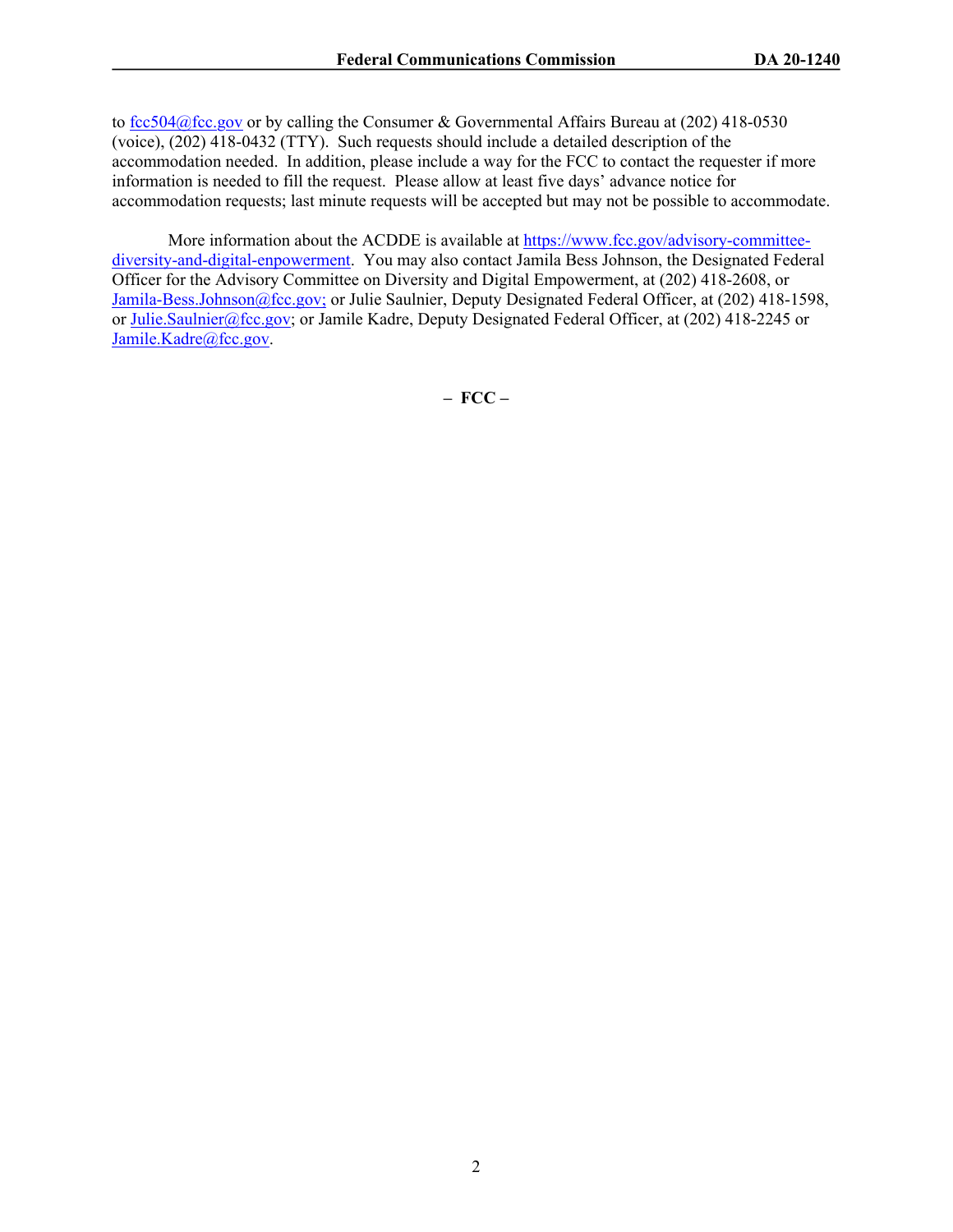to fcc504@fcc.gov or by calling the Consumer & Governmental Affairs Bureau at (202) 418-0530 (voice), (202) 418-0432 (TTY). Such requests should include a detailed description of the accommodation needed. In addition, please include a way for the FCC to contact the requester if more information is needed to fill the request. Please allow at least five days' advance notice for accommodation requests; last minute requests will be accepted but may not be possible to accommodate.

More information about the ACDDE is available at https://www.fcc.gov/advisory-committee-diversity-and-digital-enpowerment. You may also contact Jamila Bess Johnson, the Designated Federal Officer for the Advisory Committee on Diversity and Digital Empowerment, at (202) 418-2608, or Jamila-Bess.Johnson@fcc.gov; or Julie Saulnier, Deputy Designated Federal Officer, at (202) 418-1598, or Julie.Saulnier@fcc.gov; or Jamile Kadre, Deputy Designated Federal Officer, at (202) 418-2245 or Jamile.Kadre@fcc.gov.

**– FCC –**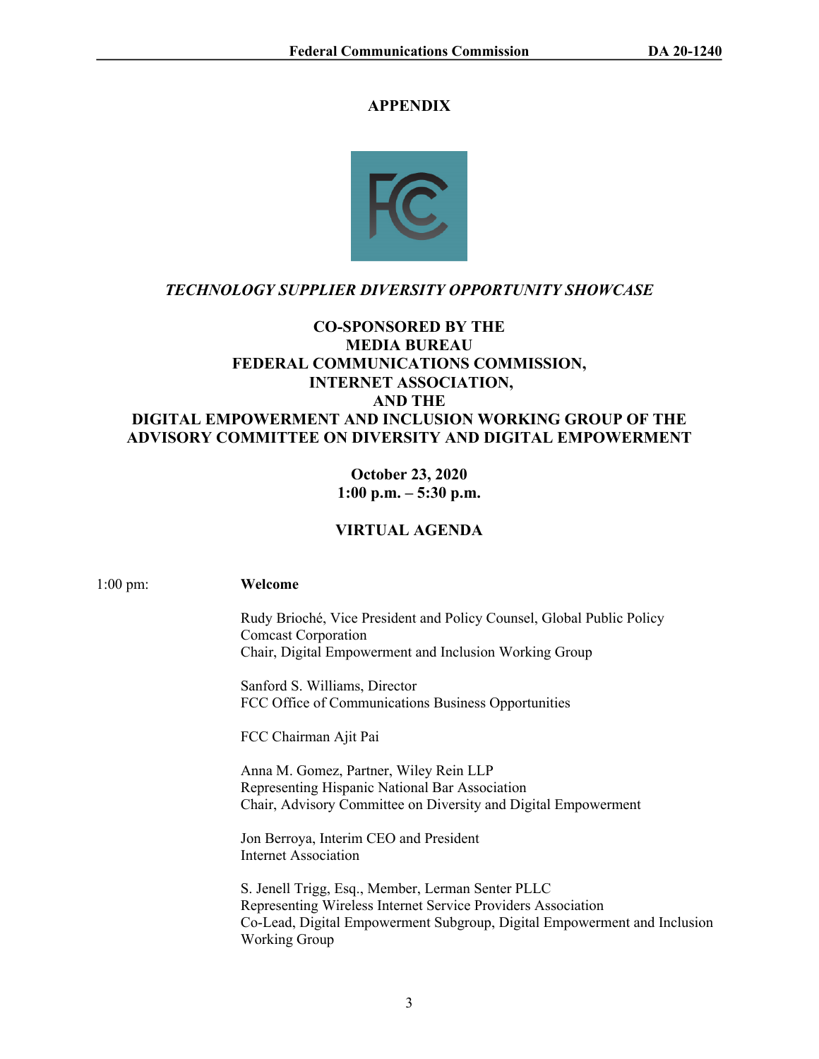# APPENDIX

*TECHNOLOGY SUPPLIER DIVERSITY OPPORTUNITY SHOWCASE*

**CO-SPONSORED BY THE
MEDIA BUREAU
FEDERAL COMMUNICATIONS COMMISSION,
INTERNET ASSOCIATION,
AND THE
DIGITAL EMPOWERMENT AND INCLUSION WORKING GROUP OF THE
ADVISORY COMMITTEE ON DIVERSITY AND DIGITAL EMPOWERMENT**

**October 23, 2020
1:00 p.m. – 5:30 p.m.**

**VIRTUAL AGENDA**

1:00 pm: **Welcome**

Rudy Brioché, Vice President and Policy Counsel, Global Public Policy
Comcast Corporation
Chair, Digital Empowerment and Inclusion Working Group

Sanford S. Williams, Director
FCC Office of Communications Business Opportunities

FCC Chairman Ajit Pai

Anna M. Gomez, Partner, Wiley Rein LLP
Representing Hispanic National Bar Association
Chair, Advisory Committee on Diversity and Digital Empowerment

Jon Berroya, Interim CEO and President
Internet Association

S. Jenell Trigg, Esq., Member, Lerman Senter PLLC
Representing Wireless Internet Service Providers Association
Co-Lead, Digital Empowerment Subgroup, Digital Empowerment and Inclusion Working Group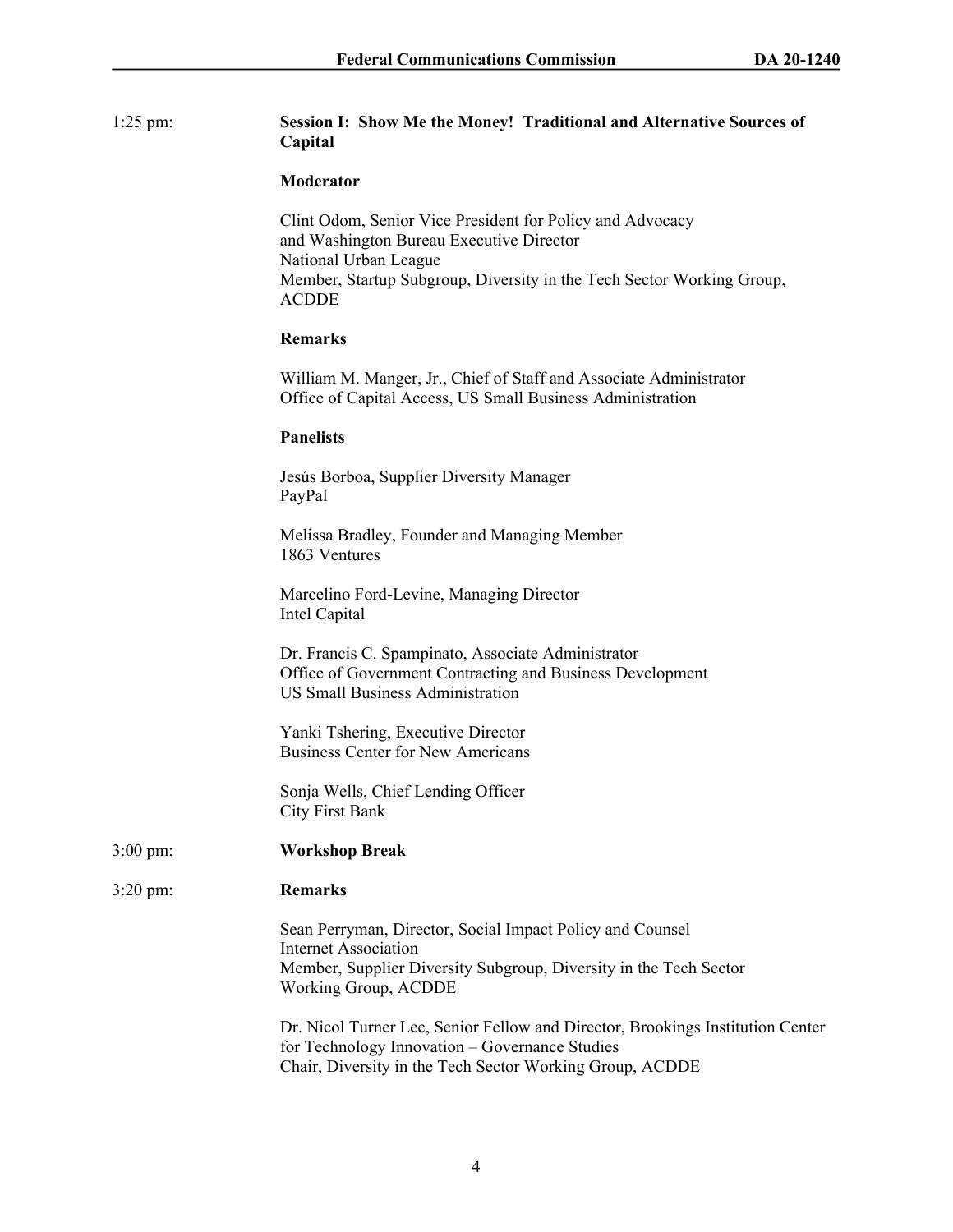1:25 pm: **Session I: Show Me the Money! Traditional and Alternative Sources of Capital**

**Moderator**

Clint Odom, Senior Vice President for Policy and Advocacy
and Washington Bureau Executive Director
National Urban League
Member, Startup Subgroup, Diversity in the Tech Sector Working Group, ACDDE

**Remarks**

William M. Manger, Jr., Chief of Staff and Associate Administrator
Office of Capital Access, US Small Business Administration

**Panelists**

Jesús Borboa, Supplier Diversity Manager
PayPal

Melissa Bradley, Founder and Managing Member
1863 Ventures

Marcelino Ford-Levine, Managing Director
Intel Capital

Dr. Francis C. Spampinato, Associate Administrator
Office of Government Contracting and Business Development
US Small Business Administration

Yanki Tshering, Executive Director
Business Center for New Americans

Sonja Wells, Chief Lending Officer
City First Bank

3:00 pm: **Workshop Break**

3:20 pm: **Remarks**

Sean Perryman, Director, Social Impact Policy and Counsel
Internet Association
Member, Supplier Diversity Subgroup, Diversity in the Tech Sector Working Group, ACDDE

Dr. Nicol Turner Lee, Senior Fellow and Director, Brookings Institution Center for Technology Innovation – Governance Studies
Chair, Diversity in the Tech Sector Working Group, ACDDE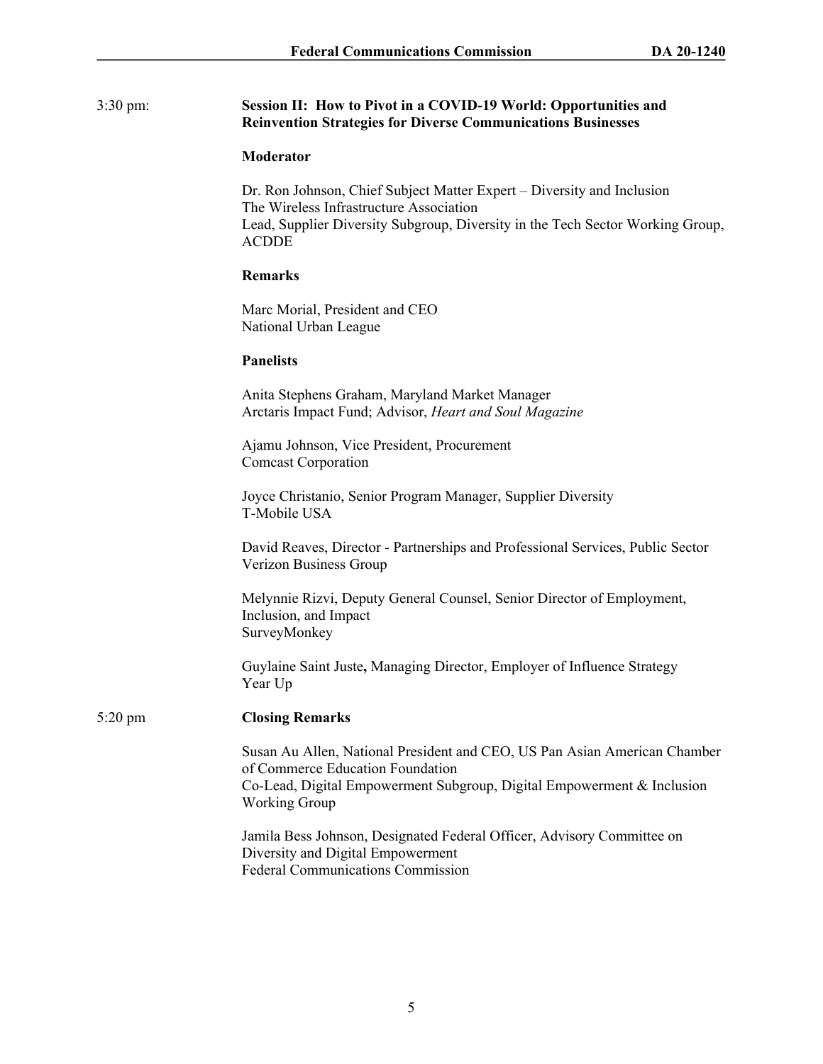3:30 pm: **Session II: How to Pivot in a COVID-19 World: Opportunities and Reinvention Strategies for Diverse Communications Businesses**

**Moderator**

Dr. Ron Johnson, Chief Subject Matter Expert – Diversity and Inclusion
The Wireless Infrastructure Association
Lead, Supplier Diversity Subgroup, Diversity in the Tech Sector Working Group, ACDDE

**Remarks**

Marc Morial, President and CEO
National Urban League

**Panelists**

Anita Stephens Graham, Maryland Market Manager
Arctaris Impact Fund; Advisor, *Heart and Soul Magazine*

Ajamu Johnson, Vice President, Procurement
Comcast Corporation

Joyce Christanio, Senior Program Manager, Supplier Diversity
T-Mobile USA

David Reaves, Director - Partnerships and Professional Services, Public Sector
Verizon Business Group

Melynnie Rizvi, Deputy General Counsel, Senior Director of Employment, Inclusion, and Impact
SurveyMonkey

Guylaine Saint Juste**,** Managing Director, Employer of Influence Strategy
Year Up

5:20 pm **Closing Remarks**

Susan Au Allen, National President and CEO, US Pan Asian American Chamber of Commerce Education Foundation
Co-Lead, Digital Empowerment Subgroup, Digital Empowerment & Inclusion Working Group

Jamila Bess Johnson, Designated Federal Officer, Advisory Committee on Diversity and Digital Empowerment
Federal Communications Commission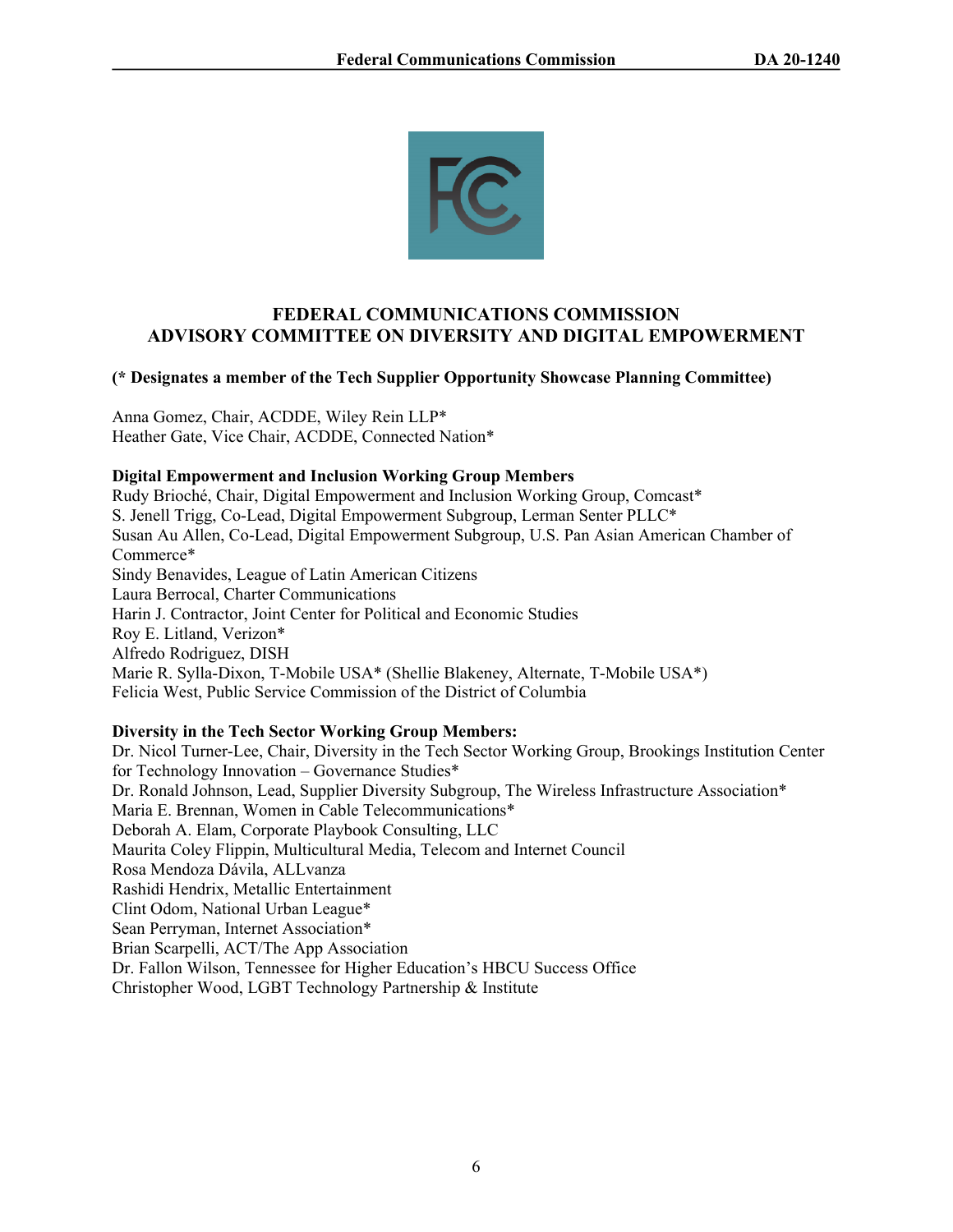# FEDERAL COMMUNICATIONS COMMISSION
# ADVISORY COMMITTEE ON DIVERSITY AND DIGITAL EMPOWERMENT

**(* Designates a member of the Tech Supplier Opportunity Showcase Planning Committee)**

Anna Gomez, Chair, ACDDE, Wiley Rein LLP*
Heather Gate, Vice Chair, ACDDE, Connected Nation*

**Digital Empowerment and Inclusion Working Group Members**
Rudy Brioché, Chair, Digital Empowerment and Inclusion Working Group, Comcast*
S. Jenell Trigg, Co-Lead, Digital Empowerment Subgroup, Lerman Senter PLLC*
Susan Au Allen, Co-Lead, Digital Empowerment Subgroup, U.S. Pan Asian American Chamber of Commerce*
Sindy Benavides, League of Latin American Citizens
Laura Berrocal, Charter Communications
Harin J. Contractor, Joint Center for Political and Economic Studies
Roy E. Litland, Verizon*
Alfredo Rodriguez, DISH
Marie R. Sylla-Dixon, T-Mobile USA* (Shellie Blakeney, Alternate, T-Mobile USA*)
Felicia West, Public Service Commission of the District of Columbia

**Diversity in the Tech Sector Working Group Members:**
Dr. Nicol Turner-Lee, Chair, Diversity in the Tech Sector Working Group, Brookings Institution Center for Technology Innovation – Governance Studies*
Dr. Ronald Johnson, Lead, Supplier Diversity Subgroup, The Wireless Infrastructure Association*
Maria E. Brennan, Women in Cable Telecommunications*
Deborah A. Elam, Corporate Playbook Consulting, LLC
Maurita Coley Flippin, Multicultural Media, Telecom and Internet Council
Rosa Mendoza Dávila, ALLvanza
Rashidi Hendrix, Metallic Entertainment
Clint Odom, National Urban League*
Sean Perryman, Internet Association*
Brian Scarpelli, ACT/The App Association
Dr. Fallon Wilson, Tennessee for Higher Education's HBCU Success Office
Christopher Wood, LGBT Technology Partnership & Institute